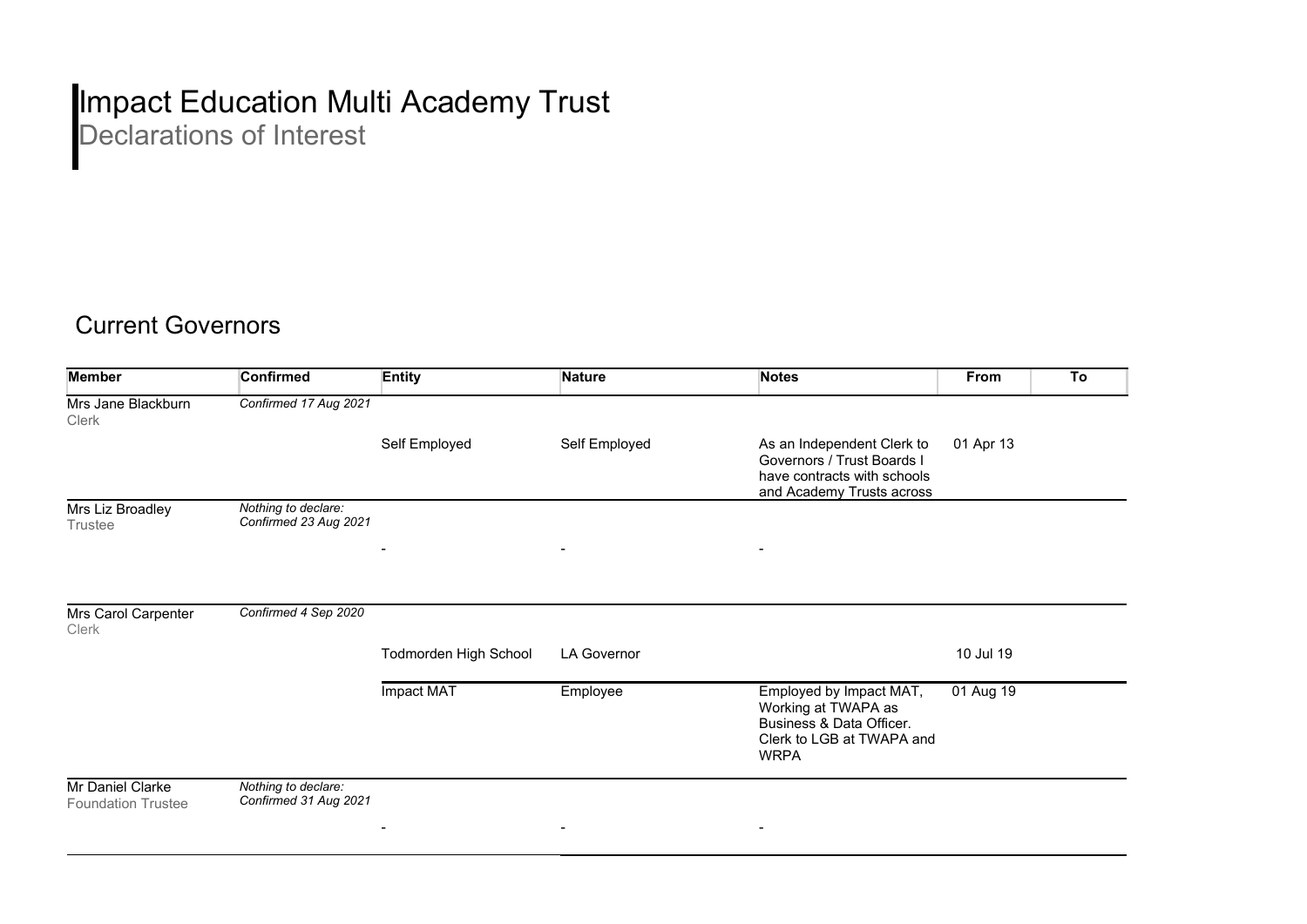# Impact Education Multi Academy Trust

Declarations of Interest

## Current Governors

| Member | Confirmed | Entity | Nature | Notes | From | To |
|---|---|---|---|---|---|---|
| Mrs Jane Blackburn<br>Clerk | *Confirmed 17 Aug 2021* | | | | | |
| | | Self Employed | Self Employed | As an Independent Clerk to Governors / Trust Boards I have contracts with schools and Academy Trusts across | 01 Apr 13 | |
| Mrs Liz Broadley<br>Trustee | *Nothing to declare: Confirmed 23 Aug 2021* | | | | | |
| | | - | - | - | | |
| Mrs Carol Carpenter<br>Clerk | *Confirmed 4 Sep 2020* | | | | | |
| | | Todmorden High School | LA Governor | | 10 Jul 19 | |
| | | Impact MAT | Employee | Employed by Impact MAT, Working at TWAPA as Business & Data Officer. Clerk to LGB at TWAPA and WRPA | 01 Aug 19 | |
| Mr Daniel Clarke<br>Foundation Trustee | *Nothing to declare: Confirmed 31 Aug 2021* | | | | | |
| | | - | - | - | | |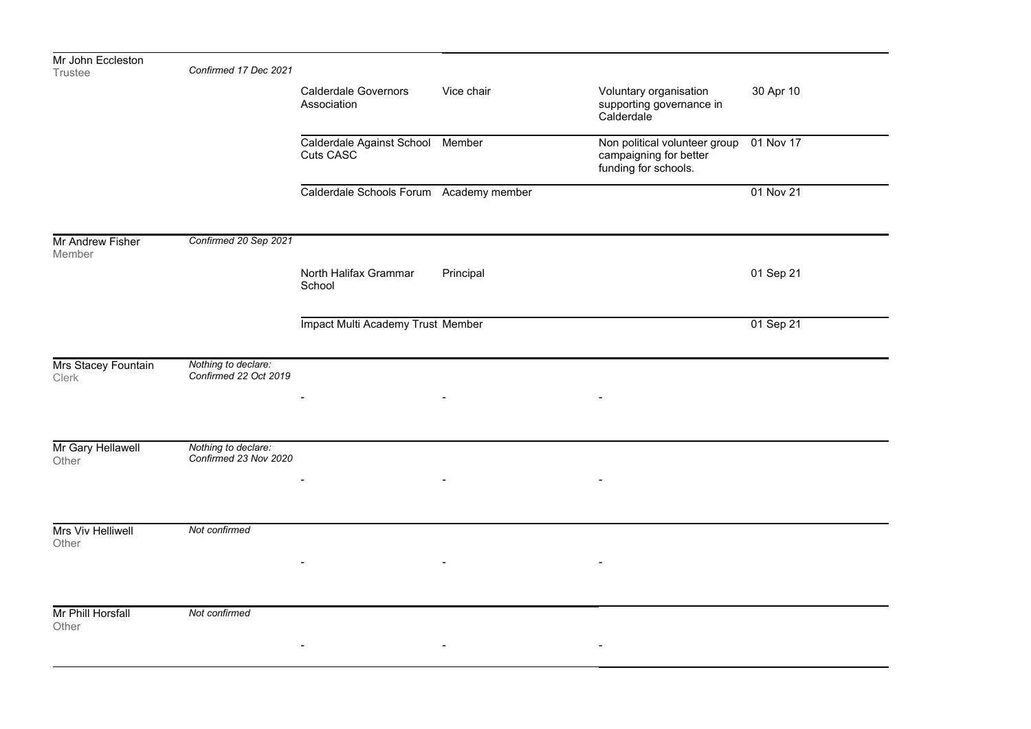| Name / Role | Status | Organisation | Role | Description | Date |
|---|---|---|---|---|---|
| Mr John Eccleston<br>Trustee | *Confirmed 17 Dec 2021* | | | | |
| | | Calderdale Governors Association | Vice chair | Voluntary organisation supporting governance in Calderdale | 30 Apr 10 |
| | | Calderdale Against School Cuts CASC | Member | Non political volunteer group campaigning for better funding for schools. | 01 Nov 17 |
| | | Calderdale Schools Forum | Academy member | | 01 Nov 21 |
| Mr Andrew Fisher<br>Member | *Confirmed 20 Sep 2021* | | | | |
| | | North Halifax Grammar School | Principal | | 01 Sep 21 |
| | | Impact Multi Academy Trust | Member | | 01 Sep 21 |
| Mrs Stacey Fountain<br>Clerk | *Nothing to declare: Confirmed 22 Oct 2019* | | | | |
| | | - | - | - | |
| Mr Gary Hellawell<br>Other | *Nothing to declare: Confirmed 23 Nov 2020* | | | | |
| | | - | - | - | |
| Mrs Viv Helliwell<br>Other | *Not confirmed* | | | | |
| | | - | - | - | |
| Mr Phill Horsfall<br>Other | *Not confirmed* | | | | |
| | | - | - | - | |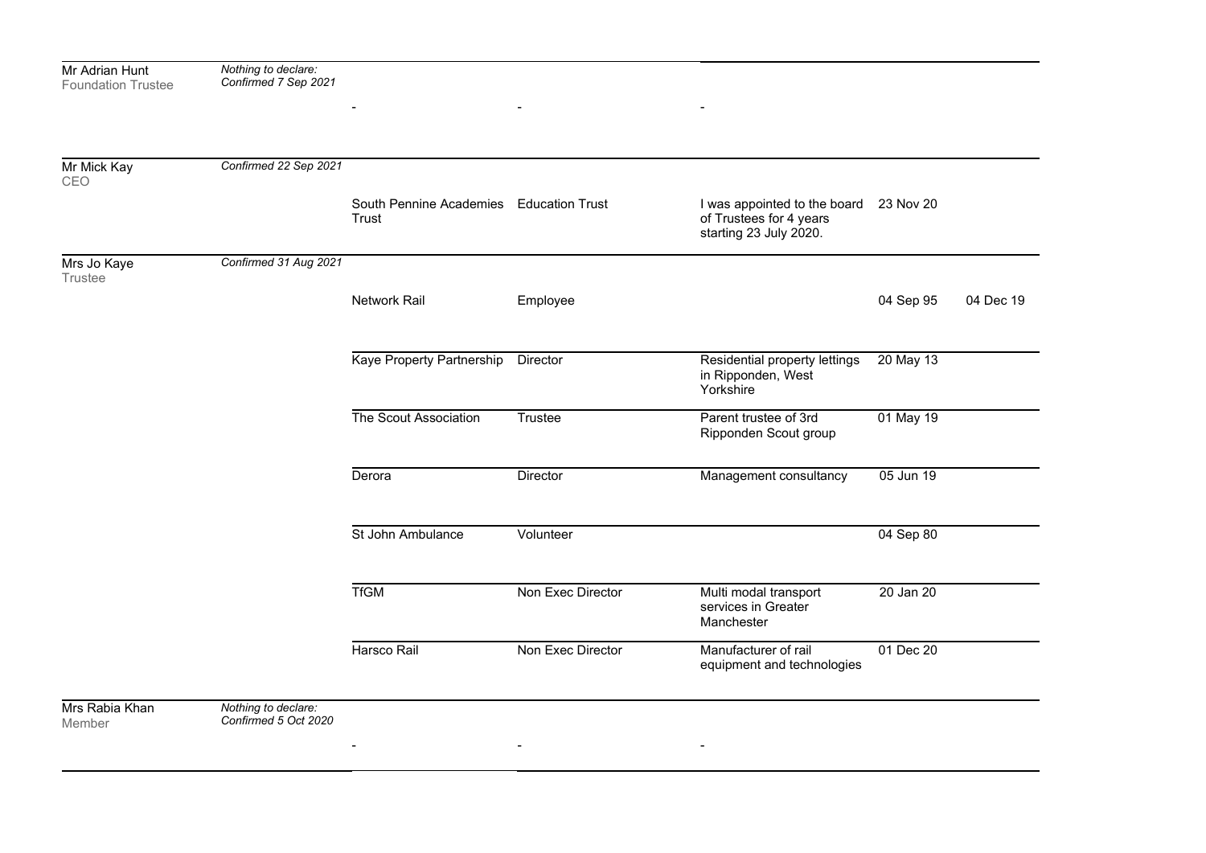| Name | Declaration | Organisation | Role | Description | From | To |
|---|---|---|---|---|---|---|
| Mr Adrian Hunt<br>Foundation Trustee | *Nothing to declare: Confirmed 7 Sep 2021* | - | - | - | | |
| Mr Mick Kay<br>CEO | *Confirmed 22 Sep 2021* | South Pennine Academies Trust | Education Trust | I was appointed to the board of Trustees for 4 years starting 23 July 2020. | 23 Nov 20 | |
| Mrs Jo Kaye<br>Trustee | *Confirmed 31 Aug 2021* | Network Rail | Employee | | 04 Sep 95 | 04 Dec 19 |
| | | Kaye Property Partnership | Director | Residential property lettings in Ripponden, West Yorkshire | 20 May 13 | |
| | | The Scout Association | Trustee | Parent trustee of 3rd Ripponden Scout group | 01 May 19 | |
| | | Derora | Director | Management consultancy | 05 Jun 19 | |
| | | St John Ambulance | Volunteer | | 04 Sep 80 | |
| | | TfGM | Non Exec Director | Multi modal transport services in Greater Manchester | 20 Jan 20 | |
| | | Harsco Rail | Non Exec Director | Manufacturer of rail equipment and technologies | 01 Dec 20 | |
| Mrs Rabia Khan<br>Member | *Nothing to declare: Confirmed 5 Oct 2020* | - | - | - | | |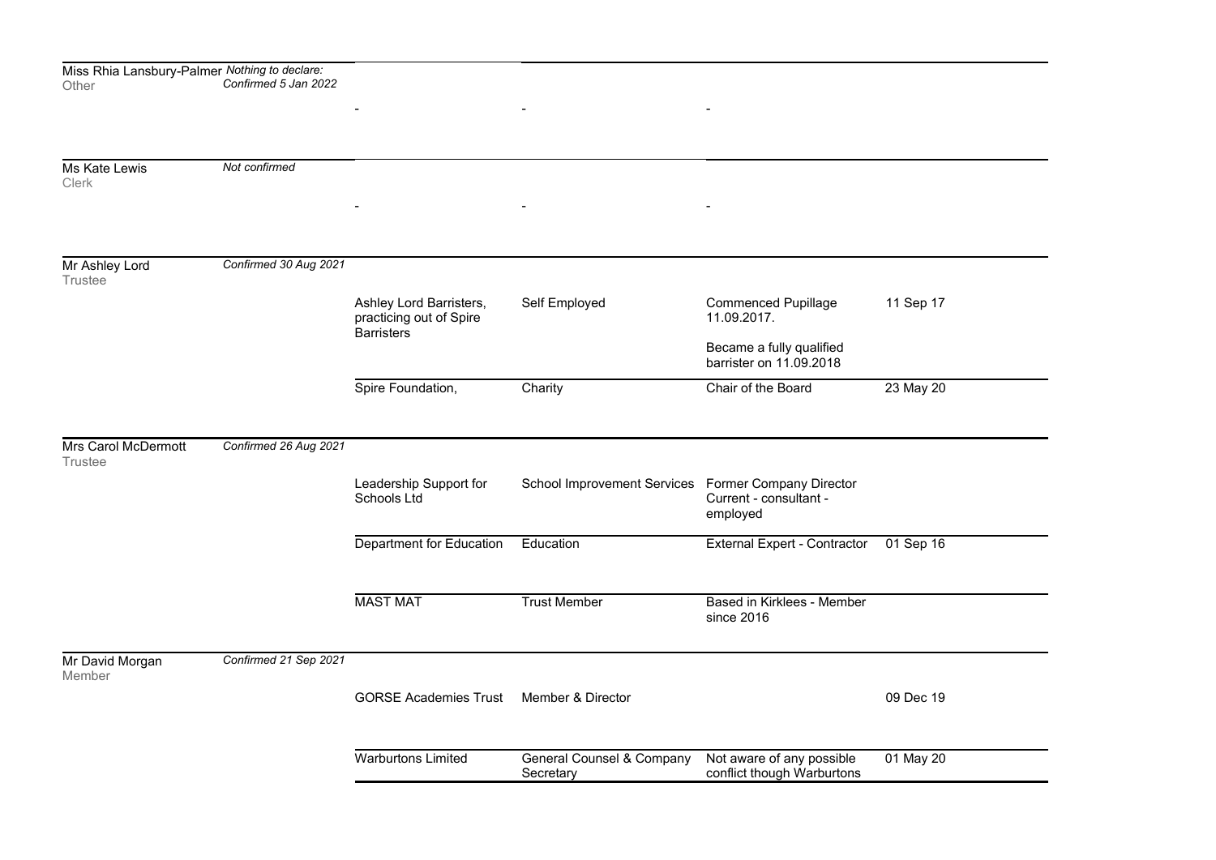| Name / Role | Status | Organisation | Nature | Interest | Date |
|---|---|---|---|---|---|
| Miss Rhia Lansbury-Palmer<br>Other | *Nothing to declare:*<br>*Confirmed 5 Jan 2022* | - | - | - | |
| Ms Kate Lewis<br>Clerk | *Not confirmed* | - | - | - | |
| Mr Ashley Lord<br>Trustee | *Confirmed 30 Aug 2021* | Ashley Lord Barristers, practicing out of Spire Barristers | Self Employed | Commenced Pupillage 11.09.2017.<br><br>Became a fully qualified barrister on 11.09.2018 | 11 Sep 17 |
| | | Spire Foundation, | Charity | Chair of the Board | 23 May 20 |
| Mrs Carol McDermott<br>Trustee | *Confirmed 26 Aug 2021* | Leadership Support for Schools Ltd | School Improvement Services | Former Company Director Current - consultant - employed | |
| | | Department for Education | Education | External Expert - Contractor | 01 Sep 16 |
| | | MAST MAT | Trust Member | Based in Kirklees - Member since 2016 | |
| Mr David Morgan<br>Member | *Confirmed 21 Sep 2021* | GORSE Academies Trust | Member & Director | | 09 Dec 19 |
| | | Warburtons Limited | General Counsel & Company Secretary | Not aware of any possible conflict though Warburtons | 01 May 20 |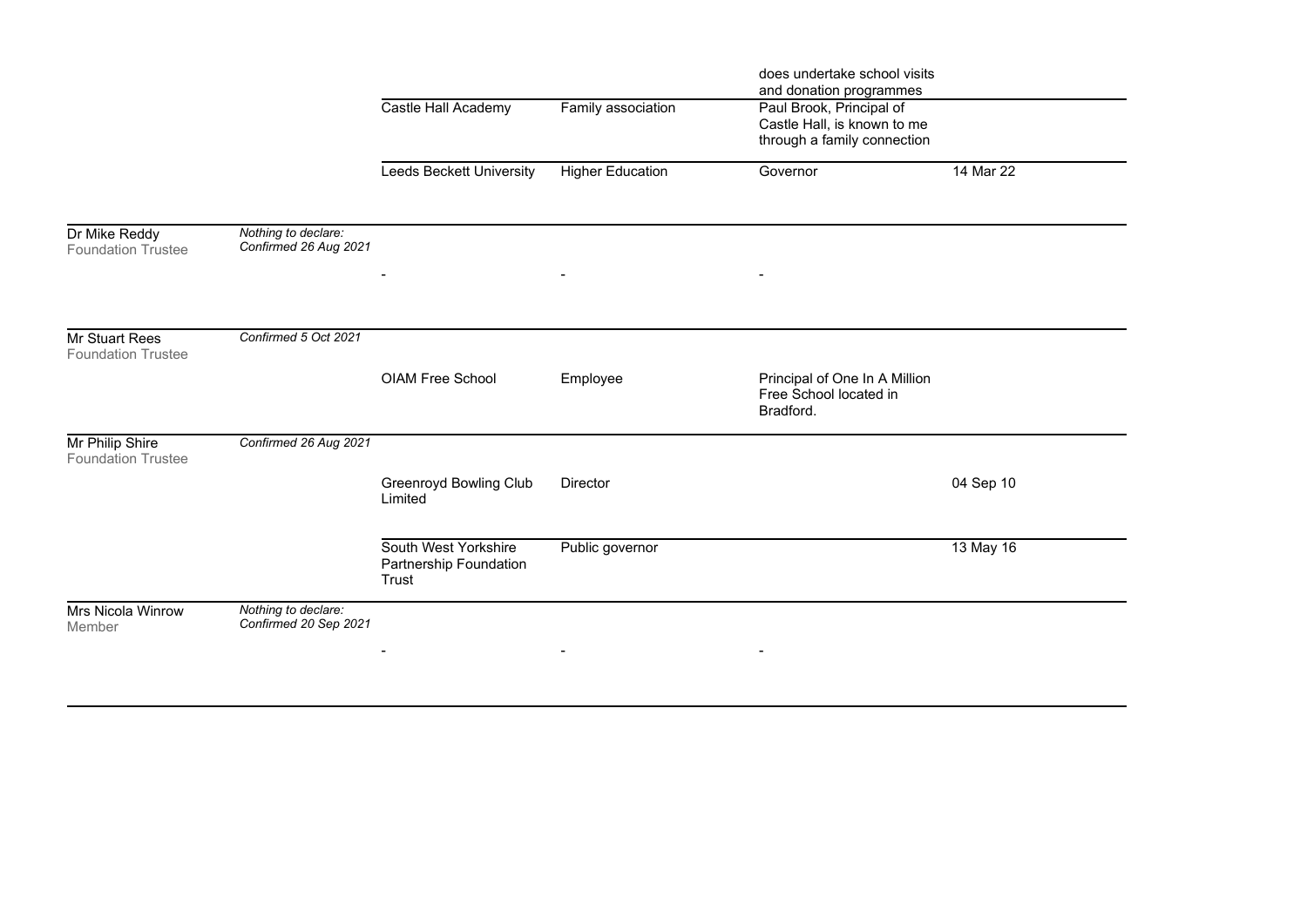| | | | | | |
|---|---|---|---|---|---|
| | | | | does undertake school visits and donation programmes | |
| | | Castle Hall Academy | Family association | Paul Brook, Principal of Castle Hall, is known to me through a family connection | |
| | | Leeds Beckett University | Higher Education | Governor | 14 Mar 22 |
| Dr Mike Reddy<br>Foundation Trustee | *Nothing to declare: Confirmed 26 Aug 2021* | - | - | - | |
| Mr Stuart Rees<br>Foundation Trustee | *Confirmed 5 Oct 2021* | | | | |
| | | OIAM Free School | Employee | Principal of One In A Million Free School located in Bradford. | |
| Mr Philip Shire<br>Foundation Trustee | *Confirmed 26 Aug 2021* | | | | |
| | | Greenroyd Bowling Club Limited | Director | | 04 Sep 10 |
| | | South West Yorkshire Partnership Foundation Trust | Public governor | | 13 May 16 |
| Mrs Nicola Winrow<br>Member | *Nothing to declare: Confirmed 20 Sep 2021* | - | - | - | |